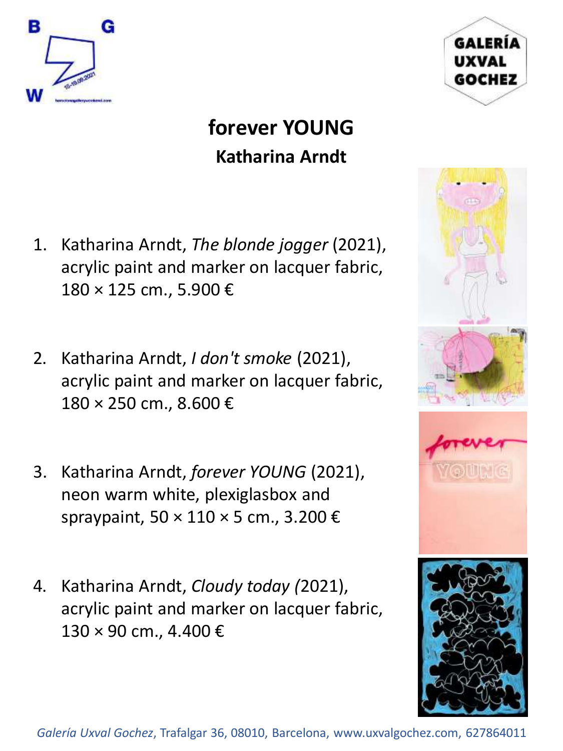# forever YOUNG

## Katharina Arndt

1. Katharina Arndt, *The blonde jogger* (2021), acrylic paint and marker on lacquer fabric, 180 × 125 cm., 5.900 €

2. Katharina Arndt, *I don't smoke* (2021), acrylic paint and marker on lacquer fabric, 180 × 250 cm., 8.600 €

3. Katharina Arndt, *forever YOUNG* (2021), neon warm white, plexiglasbox and spraypaint, 50 × 110 × 5 cm., 3.200 €

4. Katharina Arndt, *Cloudy today (*2021), acrylic paint and marker on lacquer fabric, 130 × 90 cm., 4.400 €

*Galería Uxval Gochez*, Trafalgar 36, 08010, Barcelona, www.uxvalgochez.com, 627864011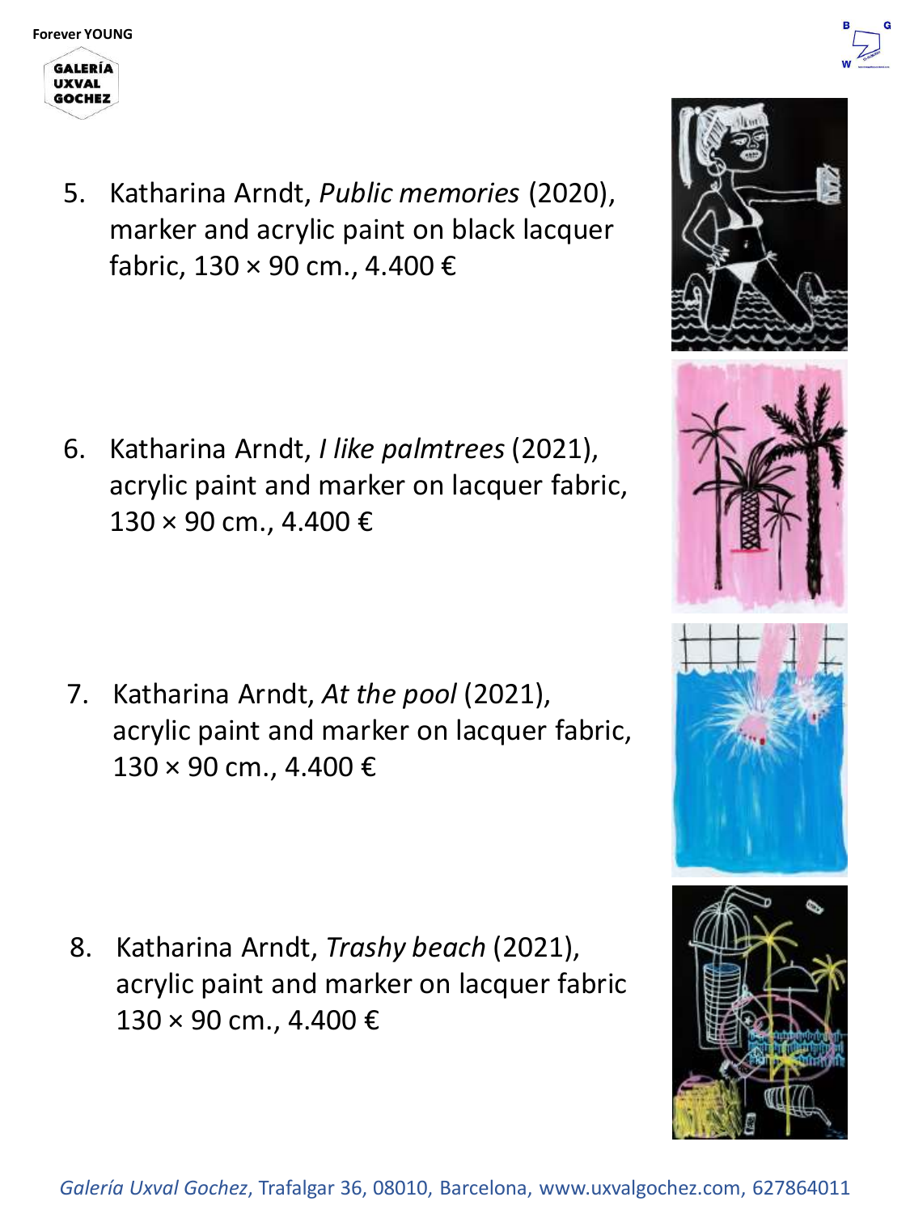5. Katharina Arndt, *Public memories* (2020), marker and acrylic paint on black lacquer fabric, 130 × 90 cm., 4.400 €

6. Katharina Arndt, *I like palmtrees* (2021), acrylic paint and marker on lacquer fabric, 130 × 90 cm., 4.400 €

7. Katharina Arndt, *At the pool* (2021), acrylic paint and marker on lacquer fabric, 130 × 90 cm., 4.400 €

8. Katharina Arndt, *Trashy beach* (2021), acrylic paint and marker on lacquer fabric 130 × 90 cm., 4.400 €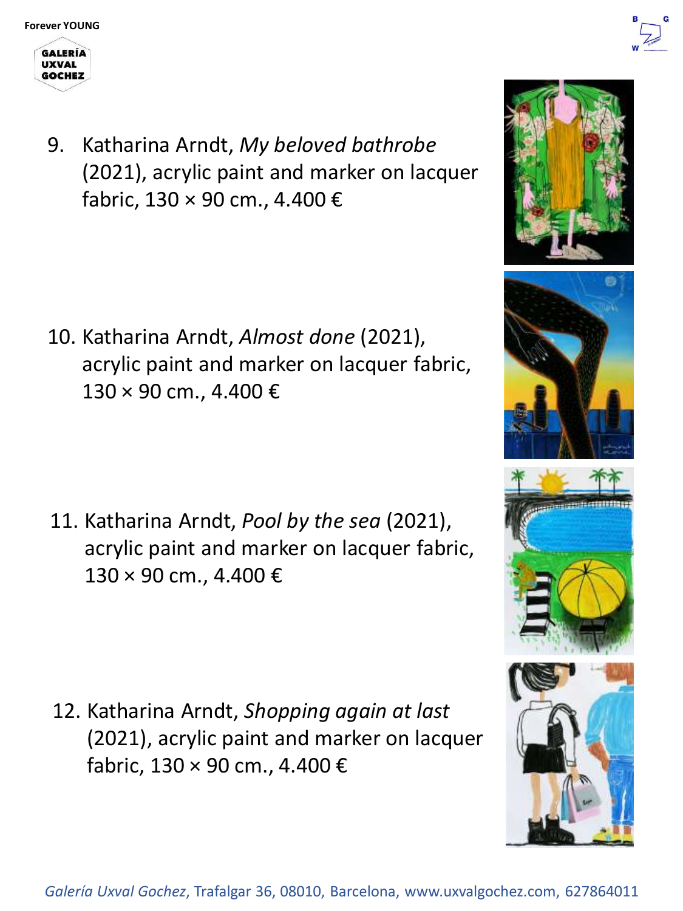9. Katharina Arndt, *My beloved bathrobe* (2021), acrylic paint and marker on lacquer fabric, 130 × 90 cm., 4.400 €

10. Katharina Arndt, *Almost done* (2021), acrylic paint and marker on lacquer fabric, 130 × 90 cm., 4.400 €

11. Katharina Arndt, *Pool by the sea* (2021), acrylic paint and marker on lacquer fabric, 130 × 90 cm., 4.400 €

12. Katharina Arndt, *Shopping again at last* (2021), acrylic paint and marker on lacquer fabric, 130 × 90 cm., 4.400 €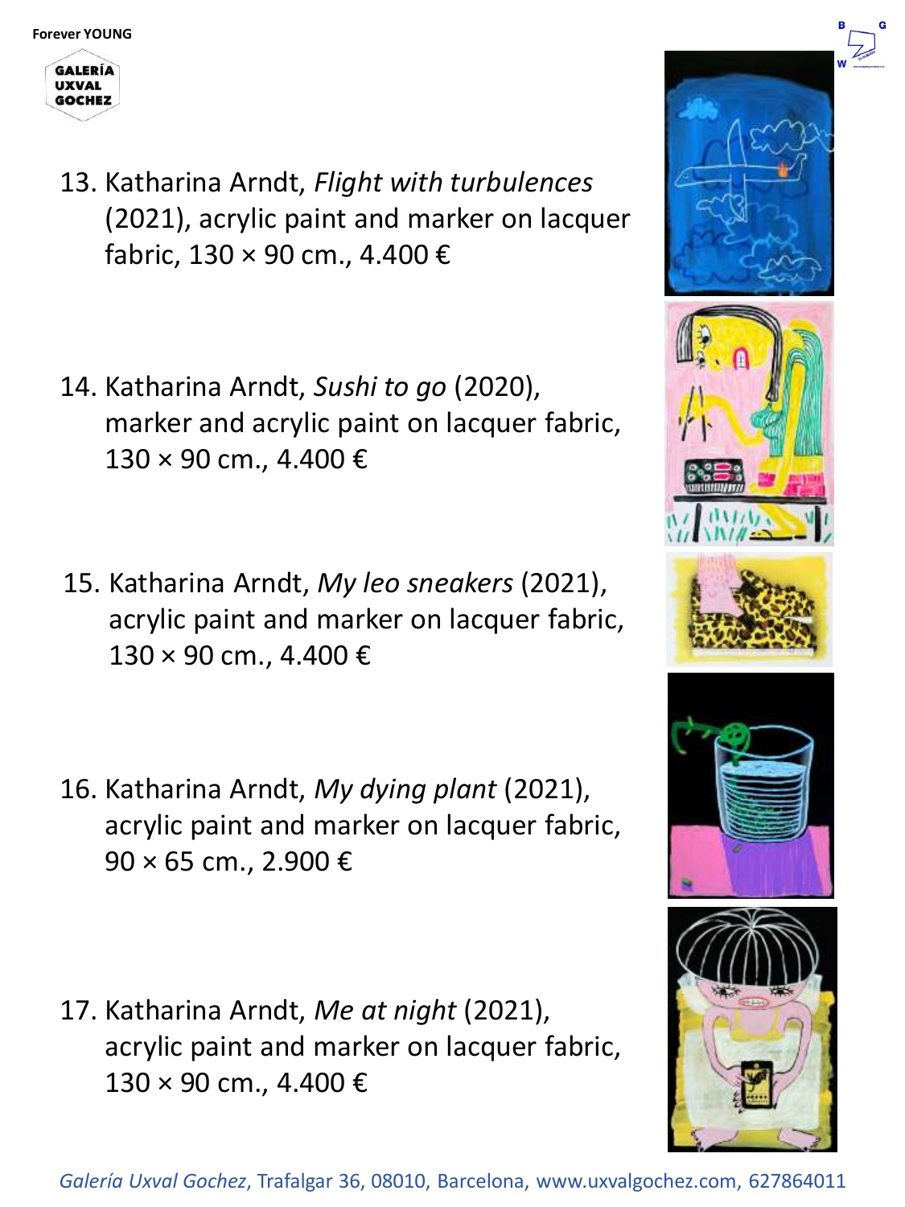13. Katharina Arndt, *Flight with turbulences* (2021), acrylic paint and marker on lacquer fabric, 130 × 90 cm., 4.400 €

14. Katharina Arndt, *Sushi to go* (2020), marker and acrylic paint on lacquer fabric, 130 × 90 cm., 4.400 €

15. Katharina Arndt, *My leo sneakers* (2021), acrylic paint and marker on lacquer fabric, 130 × 90 cm., 4.400 €

16. Katharina Arndt, *My dying plant* (2021), acrylic paint and marker on lacquer fabric, 90 × 65 cm., 2.900 €

17. Katharina Arndt, *Me at night* (2021), acrylic paint and marker on lacquer fabric, 130 × 90 cm., 4.400 €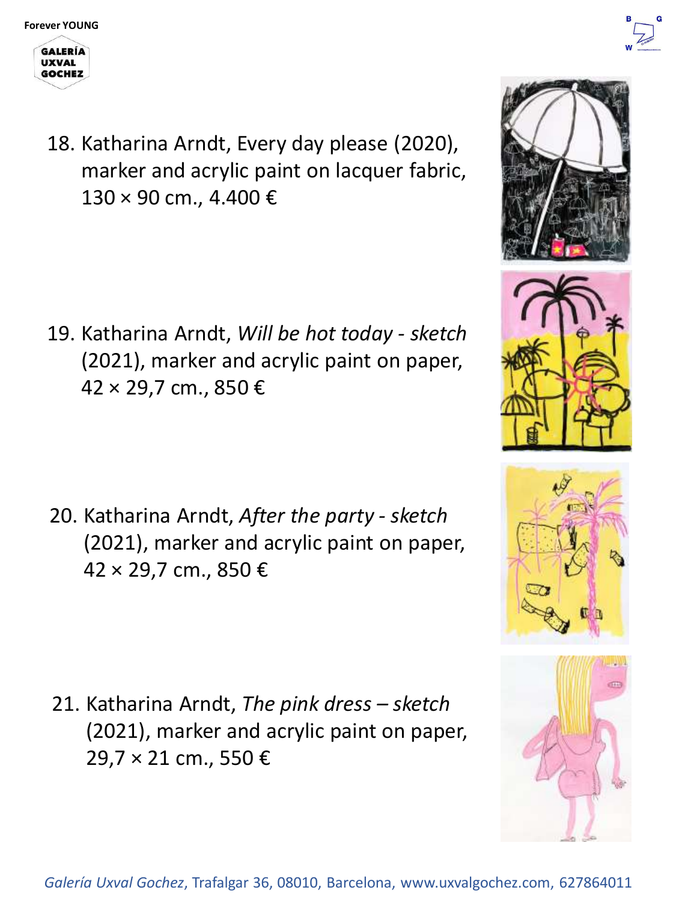18. Katharina Arndt, Every day please (2020), marker and acrylic paint on lacquer fabric, 130 × 90 cm., 4.400 €

19. Katharina Arndt, *Will be hot today - sketch* (2021), marker and acrylic paint on paper, 42 × 29,7 cm., 850 €

20. Katharina Arndt, *After the party - sketch* (2021), marker and acrylic paint on paper, 42 × 29,7 cm., 850 €

21. Katharina Arndt, *The pink dress – sketch* (2021), marker and acrylic paint on paper, 29,7 × 21 cm., 550 €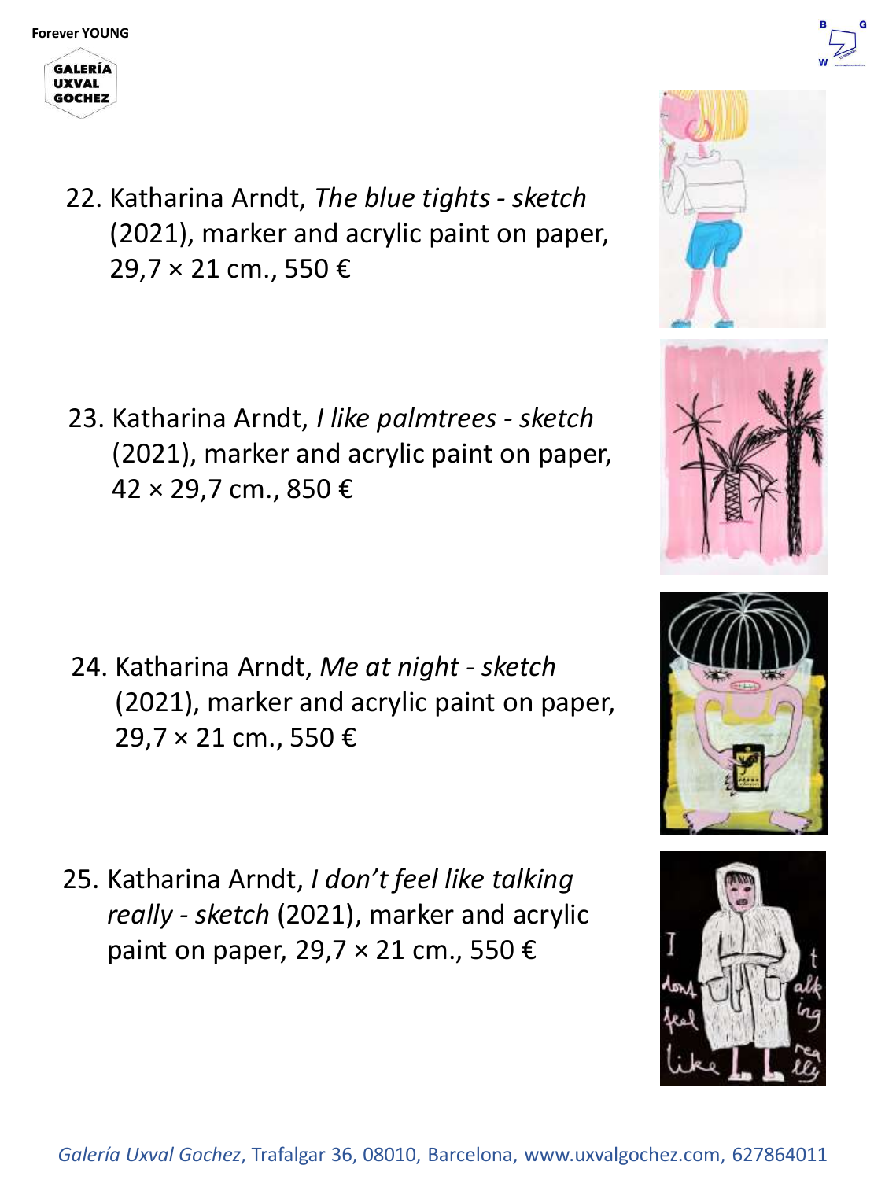22. Katharina Arndt, *The blue tights - sketch* (2021), marker and acrylic paint on paper, 29,7 × 21 cm., 550 €

23. Katharina Arndt, *I like palmtrees - sketch* (2021), marker and acrylic paint on paper, 42 × 29,7 cm., 850 €

24. Katharina Arndt, *Me at night - sketch* (2021), marker and acrylic paint on paper, 29,7 × 21 cm., 550 €

25. Katharina Arndt, *I don't feel like talking really - sketch* (2021), marker and acrylic paint on paper, 29,7 × 21 cm., 550 €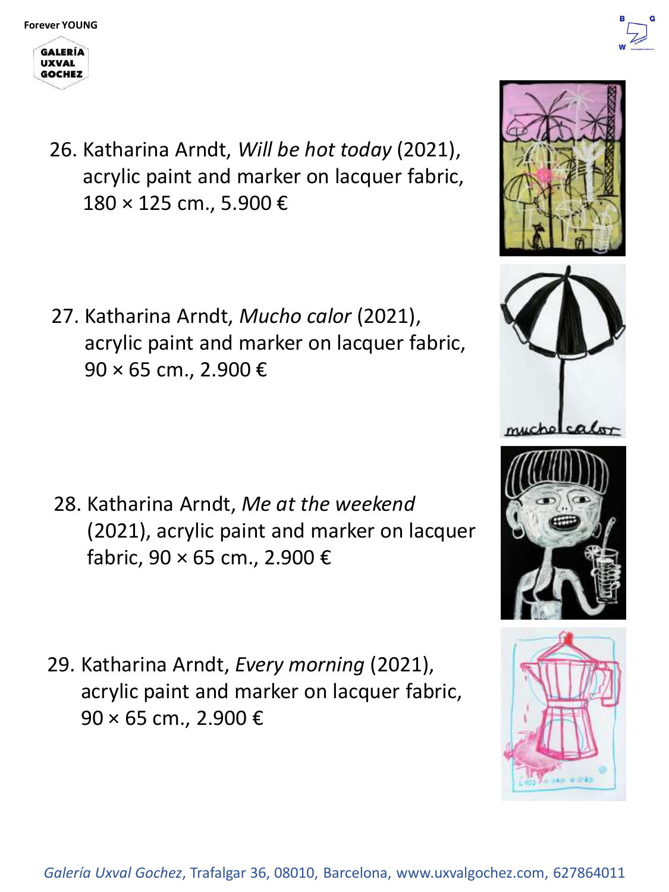26. Katharina Arndt, *Will be hot today* (2021), acrylic paint and marker on lacquer fabric, 180 × 125 cm., 5.900 €

27. Katharina Arndt, *Mucho calor* (2021), acrylic paint and marker on lacquer fabric, 90 × 65 cm., 2.900 €

28. Katharina Arndt, *Me at the weekend* (2021), acrylic paint and marker on lacquer fabric, 90 × 65 cm., 2.900 €

29. Katharina Arndt, *Every morning* (2021), acrylic paint and marker on lacquer fabric, 90 × 65 cm., 2.900 €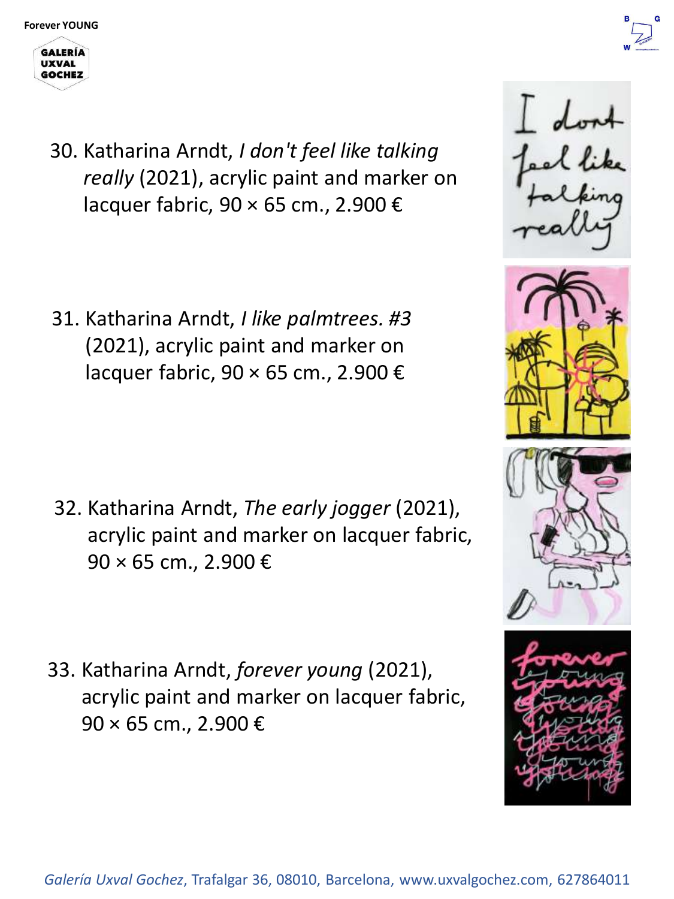30. Katharina Arndt, *I don't feel like talking really* (2021), acrylic paint and marker on lacquer fabric, 90 × 65 cm., 2.900 €

31. Katharina Arndt, *I like palmtrees. #3* (2021), acrylic paint and marker on lacquer fabric, 90 × 65 cm., 2.900 €

32. Katharina Arndt, *The early jogger* (2021), acrylic paint and marker on lacquer fabric, 90 × 65 cm., 2.900 €

33. Katharina Arndt, *forever young* (2021), acrylic paint and marker on lacquer fabric, 90 × 65 cm., 2.900 €

*Galería Uxval Gochez*, Trafalgar 36, 08010, Barcelona, www.uxvalgochez.com, 627864011